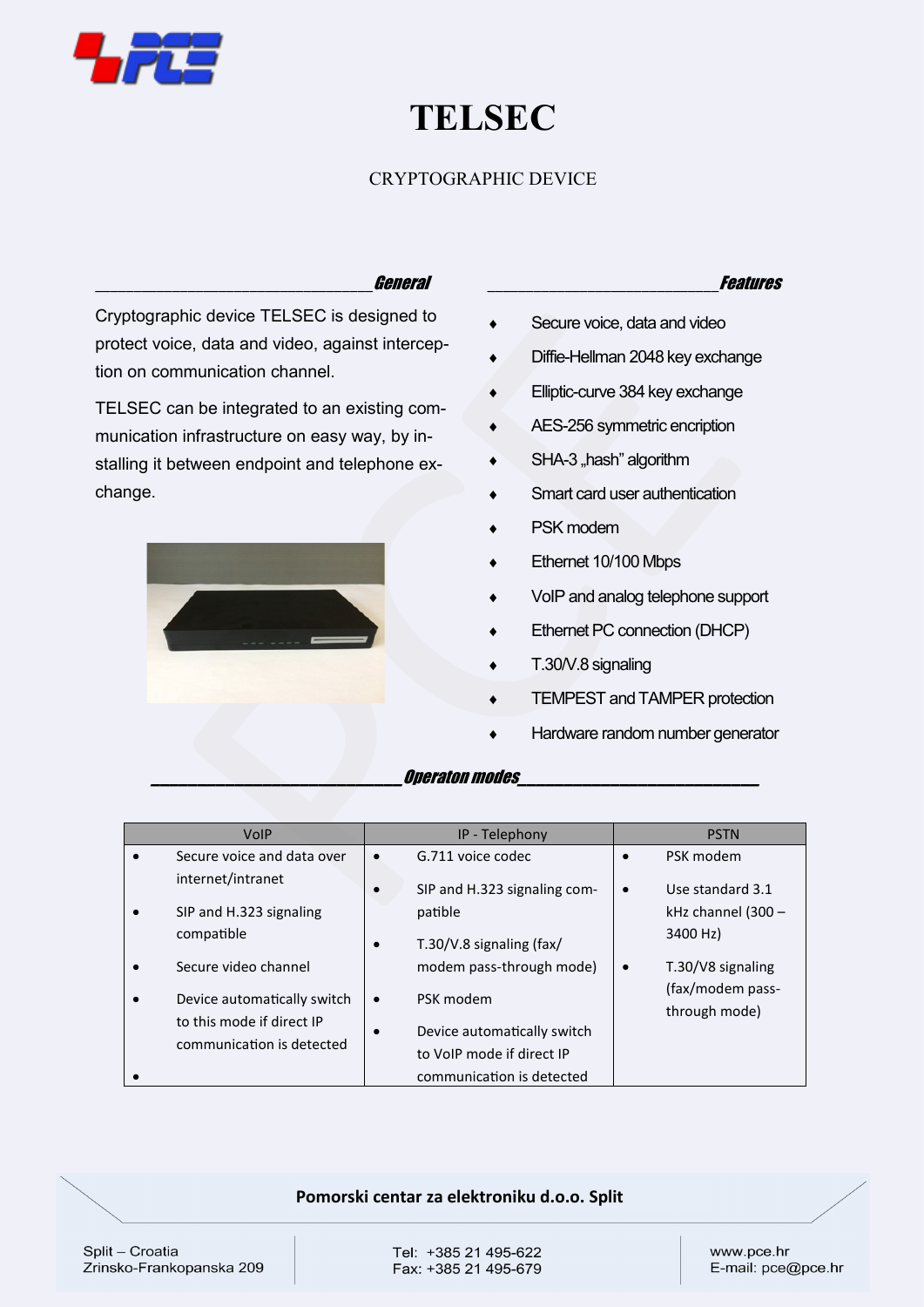# TELSEC

CRYPTOGRAPHIC DEVICE

## General

Cryptographic device TELSEC is designed to protect voice, data and video, against interception on communication channel.

TELSEC can be integrated to an existing communication infrastructure on easy way, by installing it between endpoint and telephone exchange.

## Features

- Secure voice, data and video
- Diffie-Hellman 2048 key exchange
- Elliptic-curve 384 key exchange
- AES-256 symmetric encription
- SHA-3 „hash" algorithm
- Smart card user authentication
- PSK modem
- Ethernet 10/100 Mbps
- VoIP and analog telephone support
- Ethernet PC connection (DHCP)
- T.30/V.8 signaling
- TEMPEST and TAMPER protection
- Hardware random number generator

## Operaton modes

| VoIP | IP - Telephony | PSTN |
|---|---|---|
| • Secure voice and data over internet/intranet<br>• SIP and H.323 signaling compatible<br>• Secure video channel<br>• Device automatically switch to this mode if direct IP communication is detected<br>• | • G.711 voice codec<br>• SIP and H.323 signaling compatible<br>• T.30/V.8 signaling (fax/modem pass-through mode)<br>• PSK modem<br>• Device automatically switch to VoIP mode if direct IP communication is detected | • PSK modem<br>• Use standard 3.1 kHz channel (300 – 3400 Hz)<br>• T.30/V8 signaling (fax/modem pass-through mode) |

**Pomorski centar za elektroniku d.o.o. Split**

Split – Croatia
Zrinsko-Frankopanska 209

Tel: +385 21 495-622
Fax: +385 21 495-679

www.pce.hr
E-mail: pce@pce.hr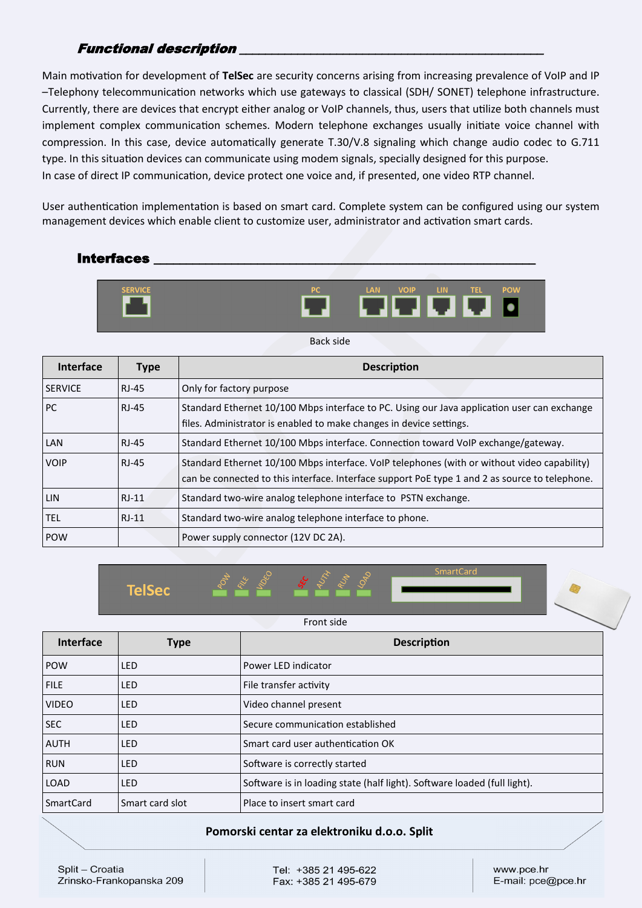## *Functional description*

Main motivation for development of **TelSec** are security concerns arising from increasing prevalence of VoIP and IP –Telephony telecommunication networks which use gateways to classical (SDH/ SONET) telephone infrastructure. Currently, there are devices that encrypt either analog or VoIP channels, thus, users that utilize both channels must implement complex communication schemes. Modern telephone exchanges usually initiate voice channel with compression. In this case, device automatically generate T.30/V.8 signaling which change audio codec to G.711 type. In this situation devices can communicate using modem signals, specially designed for this purpose.
In case of direct IP communication, device protect one voice and, if presented, one video RTP channel.

User authentication implementation is based on smart card. Complete system can be configured using our system management devices which enable client to customize user, administrator and activation smart cards.

## Interfaces

SERVICE PC LAN VOIP LIN TEL POW

Back side

| Interface | Type | Description |
|---|---|---|
| SERVICE | RJ-45 | Only for factory purpose |
| PC | RJ-45 | Standard Ethernet 10/100 Mbps interface to PC. Using our Java application user can exchange files. Administrator is enabled to make changes in device settings. |
| LAN | RJ-45 | Standard Ethernet 10/100 Mbps interface. Connection toward VoIP exchange/gateway. |
| VOIP | RJ-45 | Standard Ethernet 10/100 Mbps interface. VoIP telephones (with or without video capability) can be connected to this interface. Interface support PoE type 1 and 2 as source to telephone. |
| LIN | RJ-11 | Standard two-wire analog telephone interface to PSTN exchange. |
| TEL | RJ-11 | Standard two-wire analog telephone interface to phone. |
| POW | | Power supply connector (12V DC 2A). |

TelSec POW FILE VIDEO SEC AUTH RUN LOAD SmartCard

Front side

| Interface | Type | Description |
|---|---|---|
| POW | LED | Power LED indicator |
| FILE | LED | File transfer activity |
| VIDEO | LED | Video channel present |
| SEC | LED | Secure communication established |
| AUTH | LED | Smart card user authentication OK |
| RUN | LED | Software is correctly started |
| LOAD | LED | Software is in loading state (half light). Software loaded (full light). |
| SmartCard | Smart card slot | Place to insert smart card |

**Pomorski centar za elektroniku d.o.o. Split**

Split – Croatia
Zrinsko-Frankopanska 209

Tel: +385 21 495-622
Fax: +385 21 495-679

www.pce.hr
E-mail: pce@pce.hr